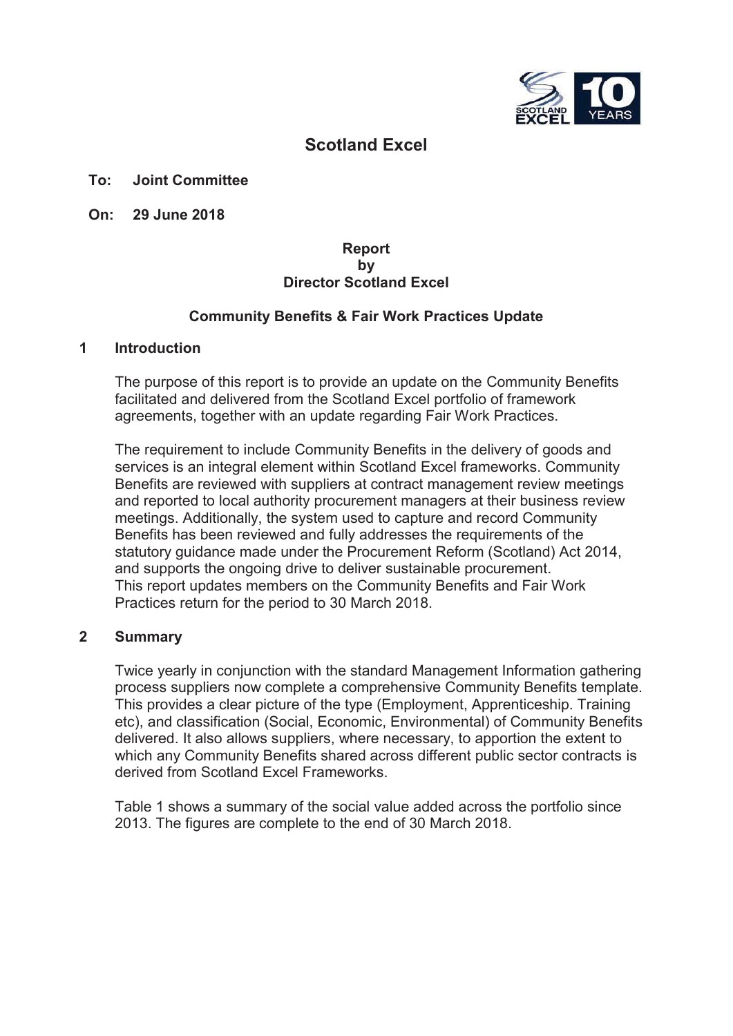# Scotland Excel

**To: Joint Committee**

**On: 29 June 2018**

**Report**
**by**
**Director Scotland Excel**

**Community Benefits & Fair Work Practices Update**

## 1 Introduction

The purpose of this report is to provide an update on the Community Benefits facilitated and delivered from the Scotland Excel portfolio of framework agreements, together with an update regarding Fair Work Practices.

The requirement to include Community Benefits in the delivery of goods and services is an integral element within Scotland Excel frameworks. Community Benefits are reviewed with suppliers at contract management review meetings and reported to local authority procurement managers at their business review meetings. Additionally, the system used to capture and record Community Benefits has been reviewed and fully addresses the requirements of the statutory guidance made under the Procurement Reform (Scotland) Act 2014, and supports the ongoing drive to deliver sustainable procurement.
This report updates members on the Community Benefits and Fair Work Practices return for the period to 30 March 2018.

## 2 Summary

Twice yearly in conjunction with the standard Management Information gathering process suppliers now complete a comprehensive Community Benefits template. This provides a clear picture of the type (Employment, Apprenticeship. Training etc), and classification (Social, Economic, Environmental) of Community Benefits delivered. It also allows suppliers, where necessary, to apportion the extent to which any Community Benefits shared across different public sector contracts is derived from Scotland Excel Frameworks.

Table 1 shows a summary of the social value added across the portfolio since 2013. The figures are complete to the end of 30 March 2018.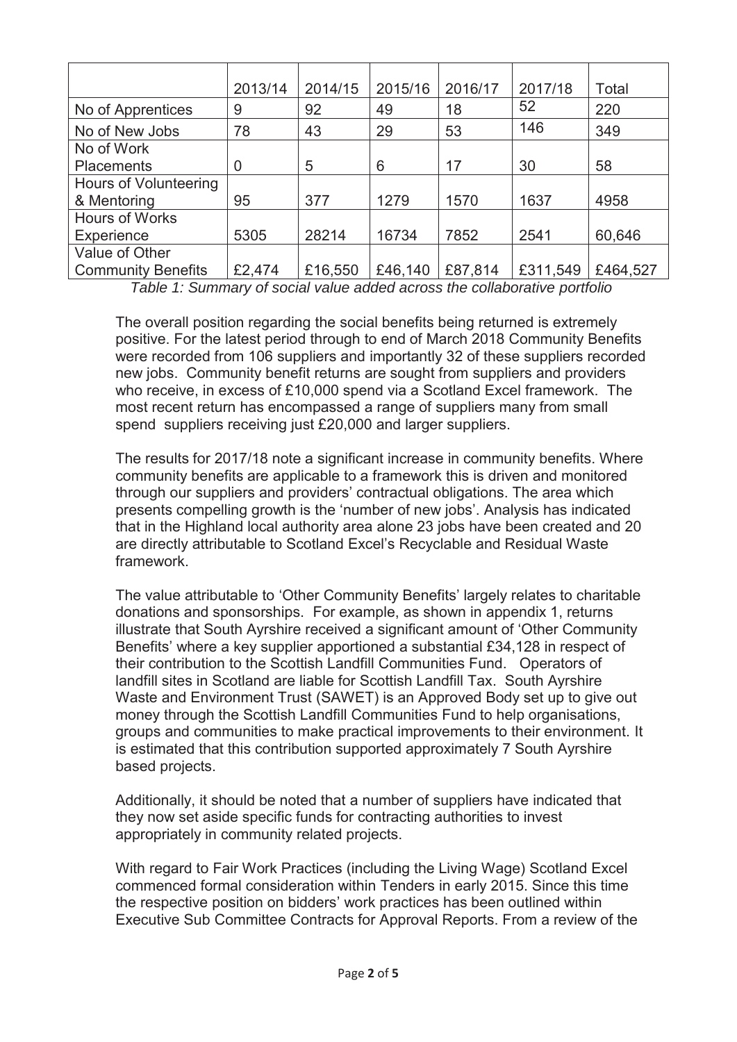| | 2013/14 | 2014/15 | 2015/16 | 2016/17 | 2017/18 | Total |
|---|---|---|---|---|---|---|
| No of Apprentices | 9 | 92 | 49 | 18 | 52 | 220 |
| No of New Jobs | 78 | 43 | 29 | 53 | 146 | 349 |
| No of Work Placements | 0 | 5 | 6 | 17 | 30 | 58 |
| Hours of Volunteering & Mentoring | 95 | 377 | 1279 | 1570 | 1637 | 4958 |
| Hours of Works Experience | 5305 | 28214 | 16734 | 7852 | 2541 | 60,646 |
| Value of Other Community Benefits | £2,474 | £16,550 | £46,140 | £87,814 | £311,549 | £464,527 |

*Table 1: Summary of social value added across the collaborative portfolio*

The overall position regarding the social benefits being returned is extremely positive. For the latest period through to end of March 2018 Community Benefits were recorded from 106 suppliers and importantly 32 of these suppliers recorded new jobs. Community benefit returns are sought from suppliers and providers who receive, in excess of £10,000 spend via a Scotland Excel framework. The most recent return has encompassed a range of suppliers many from small spend suppliers receiving just £20,000 and larger suppliers.

The results for 2017/18 note a significant increase in community benefits. Where community benefits are applicable to a framework this is driven and monitored through our suppliers and providers' contractual obligations. The area which presents compelling growth is the 'number of new jobs'. Analysis has indicated that in the Highland local authority area alone 23 jobs have been created and 20 are directly attributable to Scotland Excel's Recyclable and Residual Waste framework.

The value attributable to 'Other Community Benefits' largely relates to charitable donations and sponsorships. For example, as shown in appendix 1, returns illustrate that South Ayrshire received a significant amount of 'Other Community Benefits' where a key supplier apportioned a substantial £34,128 in respect of their contribution to the Scottish Landfill Communities Fund. Operators of landfill sites in Scotland are liable for Scottish Landfill Tax. South Ayrshire Waste and Environment Trust (SAWET) is an Approved Body set up to give out money through the Scottish Landfill Communities Fund to help organisations, groups and communities to make practical improvements to their environment. It is estimated that this contribution supported approximately 7 South Ayrshire based projects.

Additionally, it should be noted that a number of suppliers have indicated that they now set aside specific funds for contracting authorities to invest appropriately in community related projects.

With regard to Fair Work Practices (including the Living Wage) Scotland Excel commenced formal consideration within Tenders in early 2015. Since this time the respective position on bidders' work practices has been outlined within Executive Sub Committee Contracts for Approval Reports. From a review of the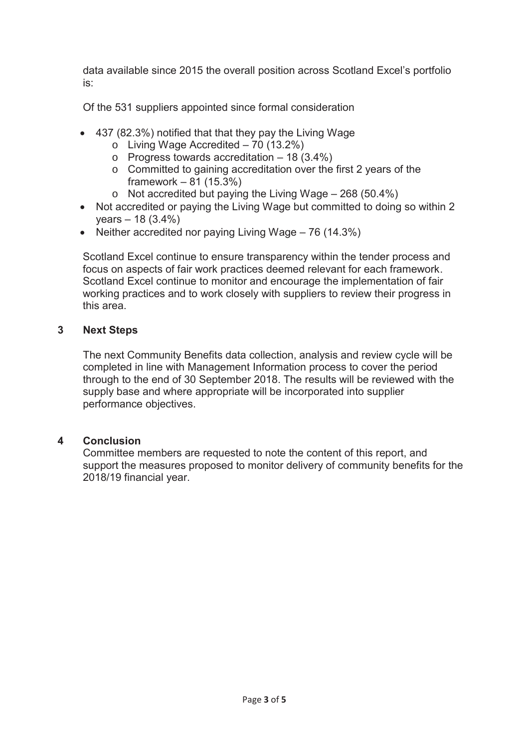data available since 2015 the overall position across Scotland Excel's portfolio is:

Of the 531 suppliers appointed since formal consideration

- 437 (82.3%) notified that that they pay the Living Wage
  - Living Wage Accredited – 70 (13.2%)
  - Progress towards accreditation – 18 (3.4%)
  - Committed to gaining accreditation over the first 2 years of the framework – 81 (15.3%)
  - Not accredited but paying the Living Wage – 268 (50.4%)
- Not accredited or paying the Living Wage but committed to doing so within 2 years – 18 (3.4%)
- Neither accredited nor paying Living Wage – 76 (14.3%)

Scotland Excel continue to ensure transparency within the tender process and focus on aspects of fair work practices deemed relevant for each framework. Scotland Excel continue to monitor and encourage the implementation of fair working practices and to work closely with suppliers to review their progress in this area.

## 3 Next Steps

The next Community Benefits data collection, analysis and review cycle will be completed in line with Management Information process to cover the period through to the end of 30 September 2018. The results will be reviewed with the supply base and where appropriate will be incorporated into supplier performance objectives.

## 4 Conclusion

Committee members are requested to note the content of this report, and support the measures proposed to monitor delivery of community benefits for the 2018/19 financial year.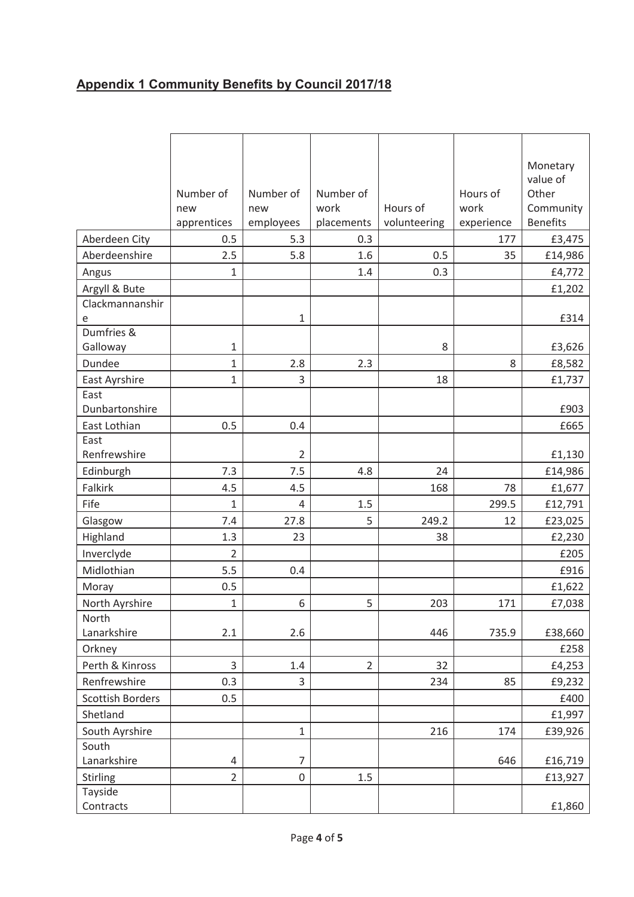## Appendix 1 Community Benefits by Council 2017/18

| | Number of new apprentices | Number of new employees | Number of work placements | Hours of volunteering | Hours of work experience | Monetary value of Other Community Benefits |
|---|---|---|---|---|---|---|
| Aberdeen City | 0.5 | 5.3 | 0.3 | | 177 | £3,475 |
| Aberdeenshire | 2.5 | 5.8 | 1.6 | 0.5 | 35 | £14,986 |
| Angus | 1 | | 1.4 | 0.3 | | £4,772 |
| Argyll & Bute | | | | | | £1,202 |
| Clackmannanshire | | 1 | | | | £314 |
| Dumfries & Galloway | 1 | | | 8 | | £3,626 |
| Dundee | 1 | 2.8 | 2.3 | | 8 | £8,582 |
| East Ayrshire | 1 | 3 | | 18 | | £1,737 |
| East Dunbartonshire | | | | | | £903 |
| East Lothian | 0.5 | 0.4 | | | | £665 |
| East Renfrewshire | | 2 | | | | £1,130 |
| Edinburgh | 7.3 | 7.5 | 4.8 | 24 | | £14,986 |
| Falkirk | 4.5 | 4.5 | | 168 | 78 | £1,677 |
| Fife | 1 | 4 | 1.5 | | 299.5 | £12,791 |
| Glasgow | 7.4 | 27.8 | 5 | 249.2 | 12 | £23,025 |
| Highland | 1.3 | 23 | | 38 | | £2,230 |
| Inverclyde | 2 | | | | | £205 |
| Midlothian | 5.5 | 0.4 | | | | £916 |
| Moray | 0.5 | | | | | £1,622 |
| North Ayrshire | 1 | 6 | 5 | 203 | 171 | £7,038 |
| North Lanarkshire | 2.1 | 2.6 | | 446 | 735.9 | £38,660 |
| Orkney | | | | | | £258 |
| Perth & Kinross | 3 | 1.4 | 2 | 32 | | £4,253 |
| Renfrewshire | 0.3 | 3 | | 234 | 85 | £9,232 |
| Scottish Borders | 0.5 | | | | | £400 |
| Shetland | | | | | | £1,997 |
| South Ayrshire | | 1 | | 216 | 174 | £39,926 |
| South Lanarkshire | 4 | 7 | | | 646 | £16,719 |
| Stirling | 2 | 0 | 1.5 | | | £13,927 |
| Tayside Contracts | | | | | | £1,860 |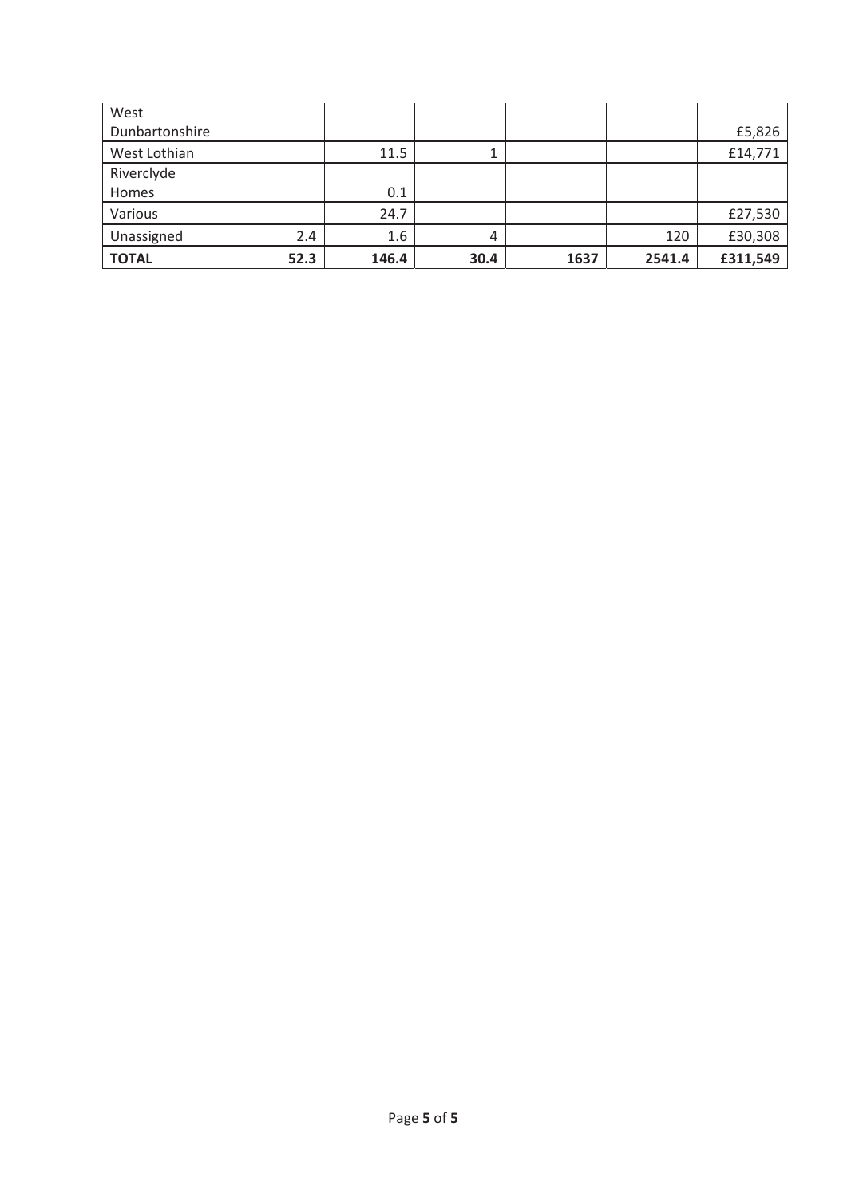| | | | | | | |
|---|---|---|---|---|---|---|
| West Dunbartonshire | | | | | | £5,826 |
| West Lothian | | 11.5 | 1 | | | £14,771 |
| Riverclyde Homes | | 0.1 | | | | |
| Various | | 24.7 | | | | £27,530 |
| Unassigned | 2.4 | 1.6 | 4 | | 120 | £30,308 |
| **TOTAL** | **52.3** | **146.4** | **30.4** | **1637** | **2541.4** | **£311,549** |